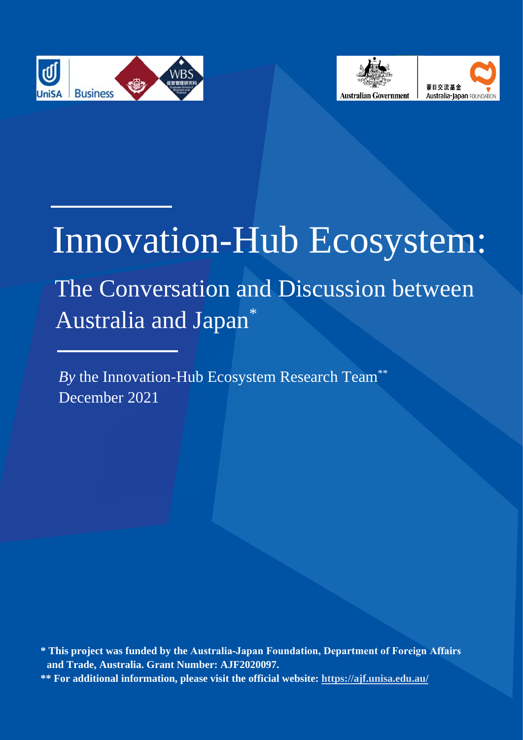# Innovation-Hub Ecosystem:

## The Conversation and Discussion between Australia and Japan*

*By* the Innovation-Hub Ecosystem Research Team**

December 2021

**\* This project was funded by the Australia-Japan Foundation, Department of Foreign Affairs and Trade, Australia. Grant Number: AJF2020097.**

**\*\* For additional information, please visit the official website: https://ajf.unisa.edu.au/**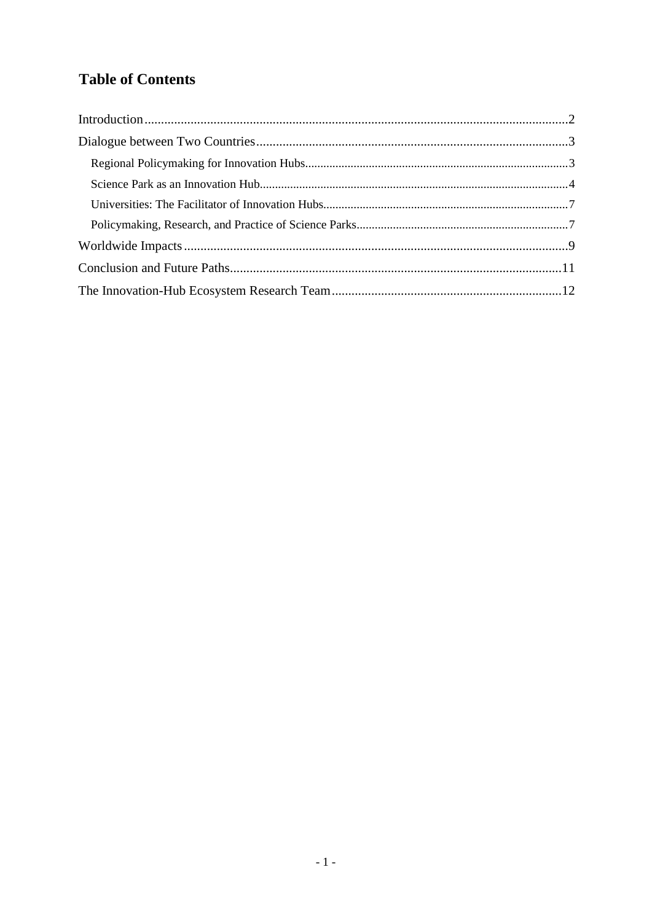## Table of Contents

- Introduction ........ 2
- Dialogue between Two Countries ........ 3
  - Regional Policymaking for Innovation Hubs ........ 3
  - Science Park as an Innovation Hub ........ 4
  - Universities: The Facilitator of Innovation Hubs ........ 7
  - Policymaking, Research, and Practice of Science Parks ........ 7
- Worldwide Impacts ........ 9
- Conclusion and Future Paths ........ 11
- The Innovation-Hub Ecosystem Research Team ........ 12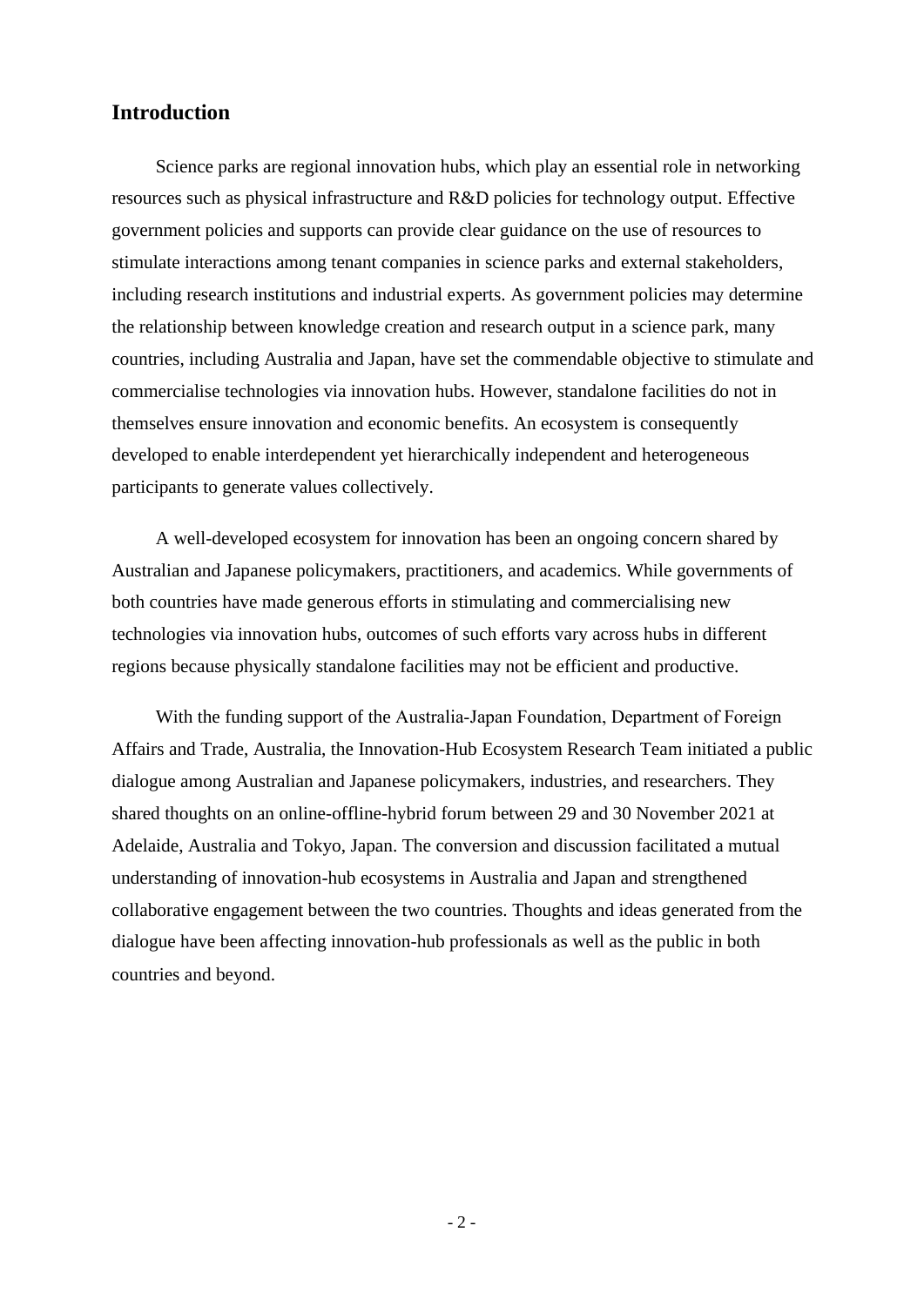## Introduction

Science parks are regional innovation hubs, which play an essential role in networking resources such as physical infrastructure and R&D policies for technology output. Effective government policies and supports can provide clear guidance on the use of resources to stimulate interactions among tenant companies in science parks and external stakeholders, including research institutions and industrial experts. As government policies may determine the relationship between knowledge creation and research output in a science park, many countries, including Australia and Japan, have set the commendable objective to stimulate and commercialise technologies via innovation hubs. However, standalone facilities do not in themselves ensure innovation and economic benefits. An ecosystem is consequently developed to enable interdependent yet hierarchically independent and heterogeneous participants to generate values collectively.

A well-developed ecosystem for innovation has been an ongoing concern shared by Australian and Japanese policymakers, practitioners, and academics. While governments of both countries have made generous efforts in stimulating and commercialising new technologies via innovation hubs, outcomes of such efforts vary across hubs in different regions because physically standalone facilities may not be efficient and productive.

With the funding support of the Australia-Japan Foundation, Department of Foreign Affairs and Trade, Australia, the Innovation-Hub Ecosystem Research Team initiated a public dialogue among Australian and Japanese policymakers, industries, and researchers. They shared thoughts on an online-offline-hybrid forum between 29 and 30 November 2021 at Adelaide, Australia and Tokyo, Japan. The conversion and discussion facilitated a mutual understanding of innovation-hub ecosystems in Australia and Japan and strengthened collaborative engagement between the two countries. Thoughts and ideas generated from the dialogue have been affecting innovation-hub professionals as well as the public in both countries and beyond.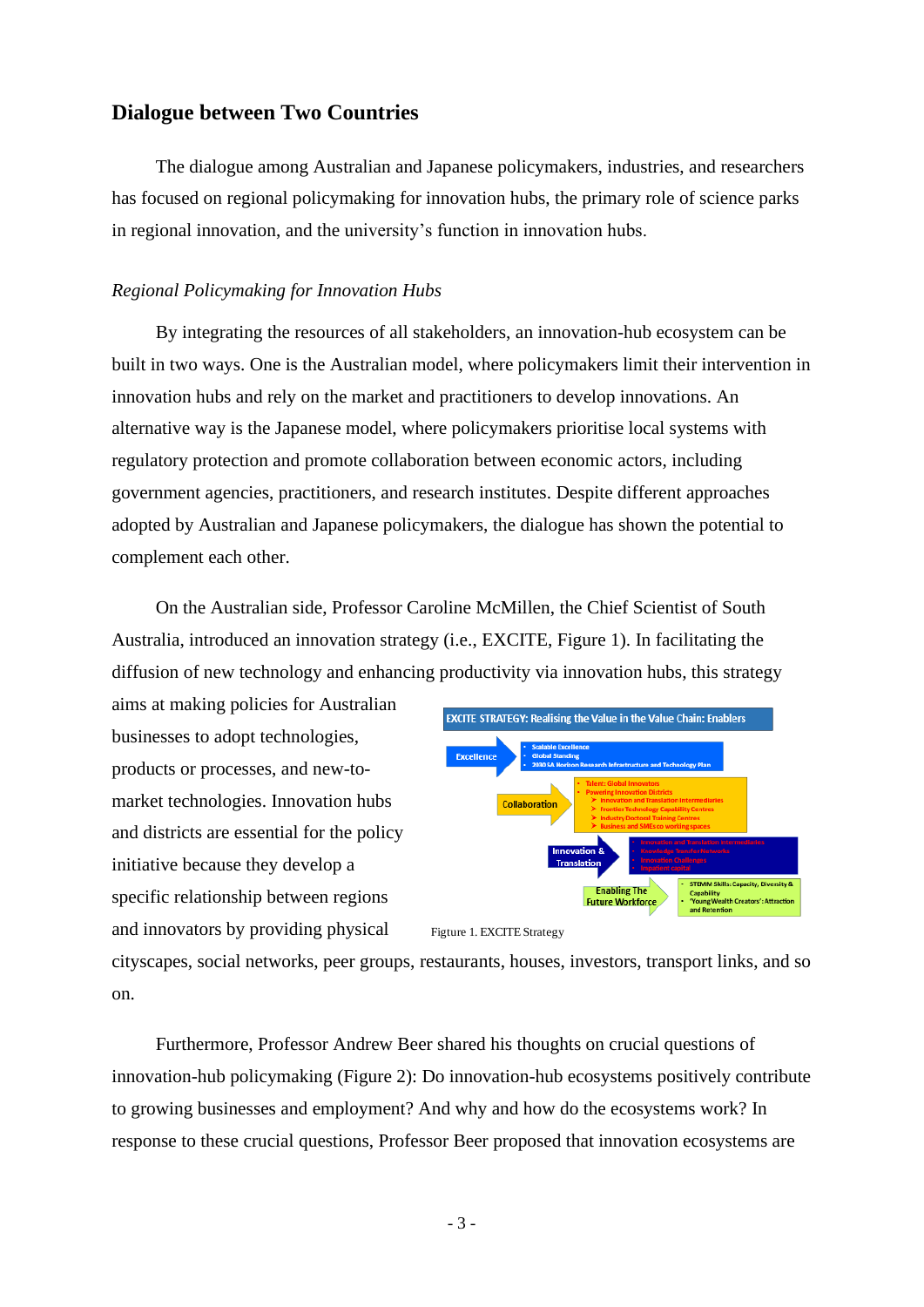## Dialogue between Two Countries

The dialogue among Australian and Japanese policymakers, industries, and researchers has focused on regional policymaking for innovation hubs, the primary role of science parks in regional innovation, and the university's function in innovation hubs.

### *Regional Policymaking for Innovation Hubs*

By integrating the resources of all stakeholders, an innovation-hub ecosystem can be built in two ways. One is the Australian model, where policymakers limit their intervention in innovation hubs and rely on the market and practitioners to develop innovations. An alternative way is the Japanese model, where policymakers prioritise local systems with regulatory protection and promote collaboration between economic actors, including government agencies, practitioners, and research institutes. Despite different approaches adopted by Australian and Japanese policymakers, the dialogue has shown the potential to complement each other.

On the Australian side, Professor Caroline McMillen, the Chief Scientist of South Australia, introduced an innovation strategy (i.e., EXCITE, Figure 1). In facilitating the diffusion of new technology and enhancing productivity via innovation hubs, this strategy aims at making policies for Australian businesses to adopt technologies, products or processes, and new-to-market technologies. Innovation hubs and districts are essential for the policy initiative because they develop a specific relationship between regions and innovators by providing physical cityscapes, social networks, peer groups, restaurants, houses, investors, transport links, and so on.

Figure 1. EXCITE Strategy

Furthermore, Professor Andrew Beer shared his thoughts on crucial questions of innovation-hub policymaking (Figure 2): Do innovation-hub ecosystems positively contribute to growing businesses and employment? And why and how do the ecosystems work? In response to these crucial questions, Professor Beer proposed that innovation ecosystems are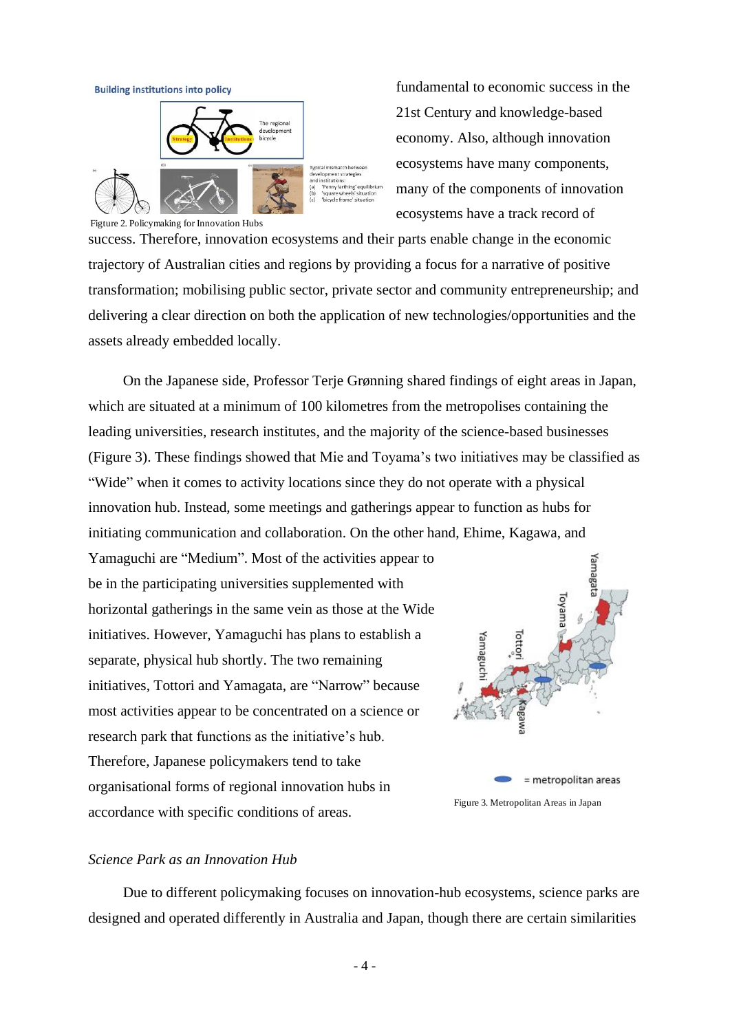Figture 2. Policymaking for Innovation Hubs

fundamental to economic success in the 21st Century and knowledge-based economy. Also, although innovation ecosystems have many components, many of the components of innovation ecosystems have a track record of success. Therefore, innovation ecosystems and their parts enable change in the economic trajectory of Australian cities and regions by providing a focus for a narrative of positive transformation; mobilising public sector, private sector and community entrepreneurship; and delivering a clear direction on both the application of new technologies/opportunities and the assets already embedded locally.

On the Japanese side, Professor Terje Grønning shared findings of eight areas in Japan, which are situated at a minimum of 100 kilometres from the metropolises containing the leading universities, research institutes, and the majority of the science-based businesses (Figure 3). These findings showed that Mie and Toyama's two initiatives may be classified as "Wide" when it comes to activity locations since they do not operate with a physical innovation hub. Instead, some meetings and gatherings appear to function as hubs for initiating communication and collaboration. On the other hand, Ehime, Kagawa, and Yamaguchi are "Medium". Most of the activities appear to be in the participating universities supplemented with horizontal gatherings in the same vein as those at the Wide initiatives. However, Yamaguchi has plans to establish a separate, physical hub shortly. The two remaining initiatives, Tottori and Yamagata, are "Narrow" because most activities appear to be concentrated on a science or research park that functions as the initiative's hub. Therefore, Japanese policymakers tend to take organisational forms of regional innovation hubs in accordance with specific conditions of areas.

Figure 3. Metropolitan Areas in Japan

*Science Park as an Innovation Hub*

Due to different policymaking focuses on innovation-hub ecosystems, science parks are designed and operated differently in Australia and Japan, though there are certain similarities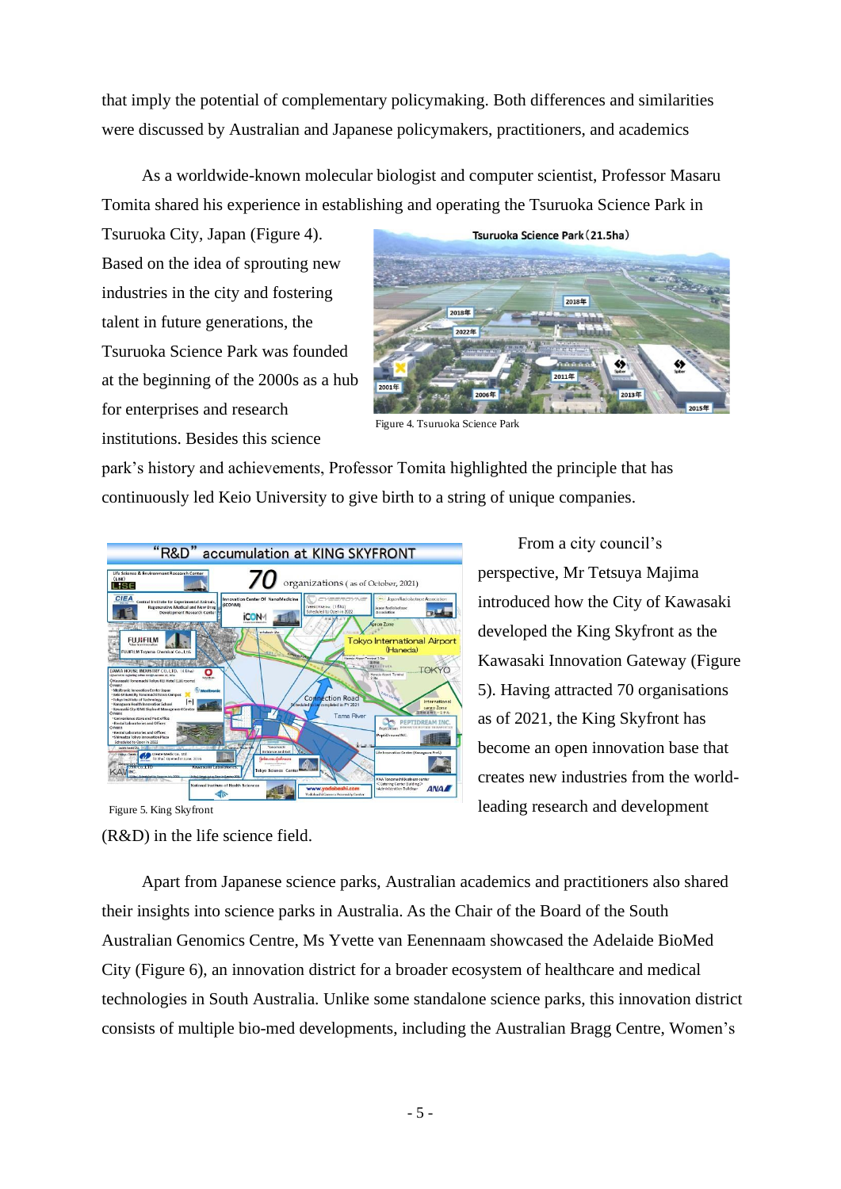that imply the potential of complementary policymaking. Both differences and similarities were discussed by Australian and Japanese policymakers, practitioners, and academics

As a worldwide-known molecular biologist and computer scientist, Professor Masaru Tomita shared his experience in establishing and operating the Tsuruoka Science Park in Tsuruoka City, Japan (Figure 4). Based on the idea of sprouting new industries in the city and fostering talent in future generations, the Tsuruoka Science Park was founded at the beginning of the 2000s as a hub for enterprises and research institutions. Besides this science park's history and achievements, Professor Tomita highlighted the principle that has continuously led Keio University to give birth to a string of unique companies.

Figure 4. Tsuruoka Science Park

From a city council's perspective, Mr Tetsuya Majima introduced how the City of Kawasaki developed the King Skyfront as the Kawasaki Innovation Gateway (Figure 5). Having attracted 70 organisations as of 2021, the King Skyfront has become an open innovation base that creates new industries from the world-leading research and development (R&D) in the life science field.

Figure 5. King Skyfront

Apart from Japanese science parks, Australian academics and practitioners also shared their insights into science parks in Australia. As the Chair of the Board of the South Australian Genomics Centre, Ms Yvette van Eenennaam showcased the Adelaide BioMed City (Figure 6), an innovation district for a broader ecosystem of healthcare and medical technologies in South Australia. Unlike some standalone science parks, this innovation district consists of multiple bio-med developments, including the Australian Bragg Centre, Women's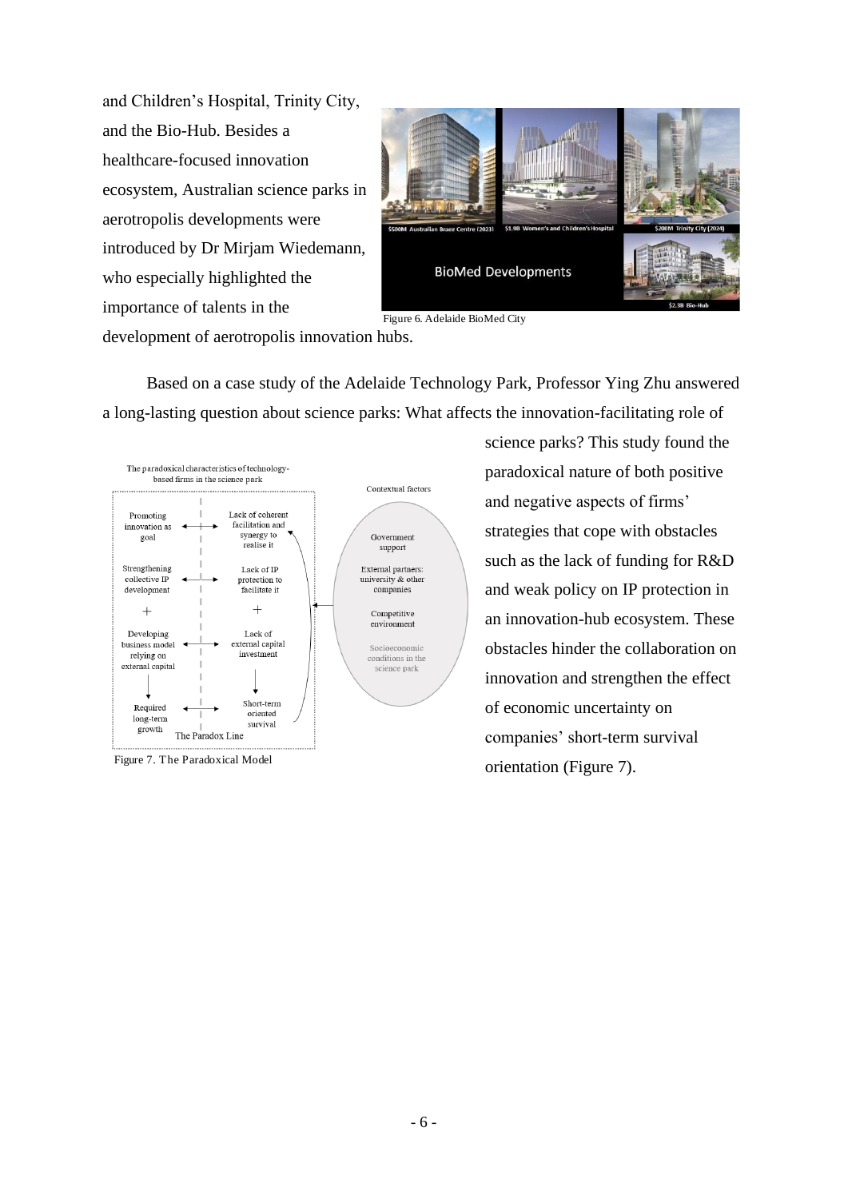and Children's Hospital, Trinity City, and the Bio-Hub. Besides a healthcare-focused innovation ecosystem, Australian science parks in aerotropolis developments were introduced by Dr Mirjam Wiedemann, who especially highlighted the importance of talents in the development of aerotropolis innovation hubs.

Figure 6. Adelaide BioMed City

Based on a case study of the Adelaide Technology Park, Professor Ying Zhu answered a long-lasting question about science parks: What affects the innovation-facilitating role of science parks? This study found the paradoxical nature of both positive and negative aspects of firms' strategies that cope with obstacles such as the lack of funding for R&D and weak policy on IP protection in an innovation-hub ecosystem. These obstacles hinder the collaboration on innovation and strengthen the effect of economic uncertainty on companies' short-term survival orientation (Figure 7).

Figure 7. The Paradoxical Model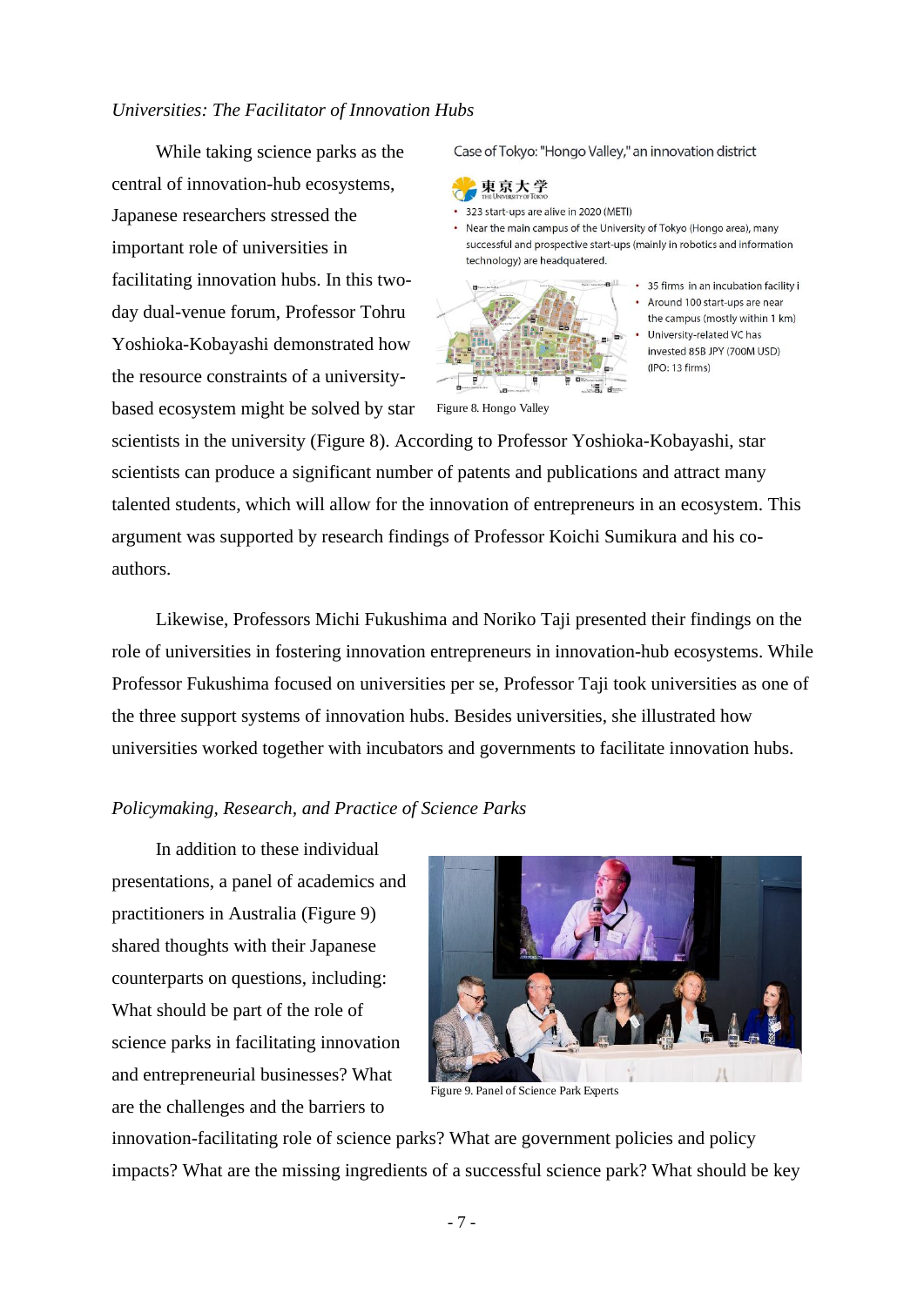*Universities: The Facilitator of Innovation Hubs*

While taking science parks as the central of innovation-hub ecosystems, Japanese researchers stressed the important role of universities in facilitating innovation hubs. In this two-day dual-venue forum, Professor Tohru Yoshioka-Kobayashi demonstrated how the resource constraints of a university-based ecosystem might be solved by star scientists in the university (Figure 8). According to Professor Yoshioka-Kobayashi, star scientists can produce a significant number of patents and publications and attract many talented students, which will allow for the innovation of entrepreneurs in an ecosystem. This argument was supported by research findings of Professor Koichi Sumikura and his co-authors.

Case of Tokyo: "Hongo Valley," an innovation district

東京大学 THE UNIVERSITY OF TOKYO

- 323 start-ups are alive in 2020 (METI)
- Near the main campus of the University of Tokyo (Hongo area), many successful and prospective start-ups (mainly in robotics and information technology) are headquatered.

- 35 firms in an incubation facility i
- Around 100 start-ups are near the campus (mostly within 1 km)
- University-related VC has invested 85B JPY (700M USD) (IPO: 13 firms)

Figure 8. Hongo Valley

Likewise, Professors Michi Fukushima and Noriko Taji presented their findings on the role of universities in fostering innovation entrepreneurs in innovation-hub ecosystems. While Professor Fukushima focused on universities per se, Professor Taji took universities as one of the three support systems of innovation hubs. Besides universities, she illustrated how universities worked together with incubators and governments to facilitate innovation hubs.

*Policymaking, Research, and Practice of Science Parks*

In addition to these individual presentations, a panel of academics and practitioners in Australia (Figure 9) shared thoughts with their Japanese counterparts on questions, including: What should be part of the role of science parks in facilitating innovation and entrepreneurial businesses? What are the challenges and the barriers to innovation-facilitating role of science parks? What are government policies and policy impacts? What are the missing ingredients of a successful science park? What should be key

Figure 9. Panel of Science Park Experts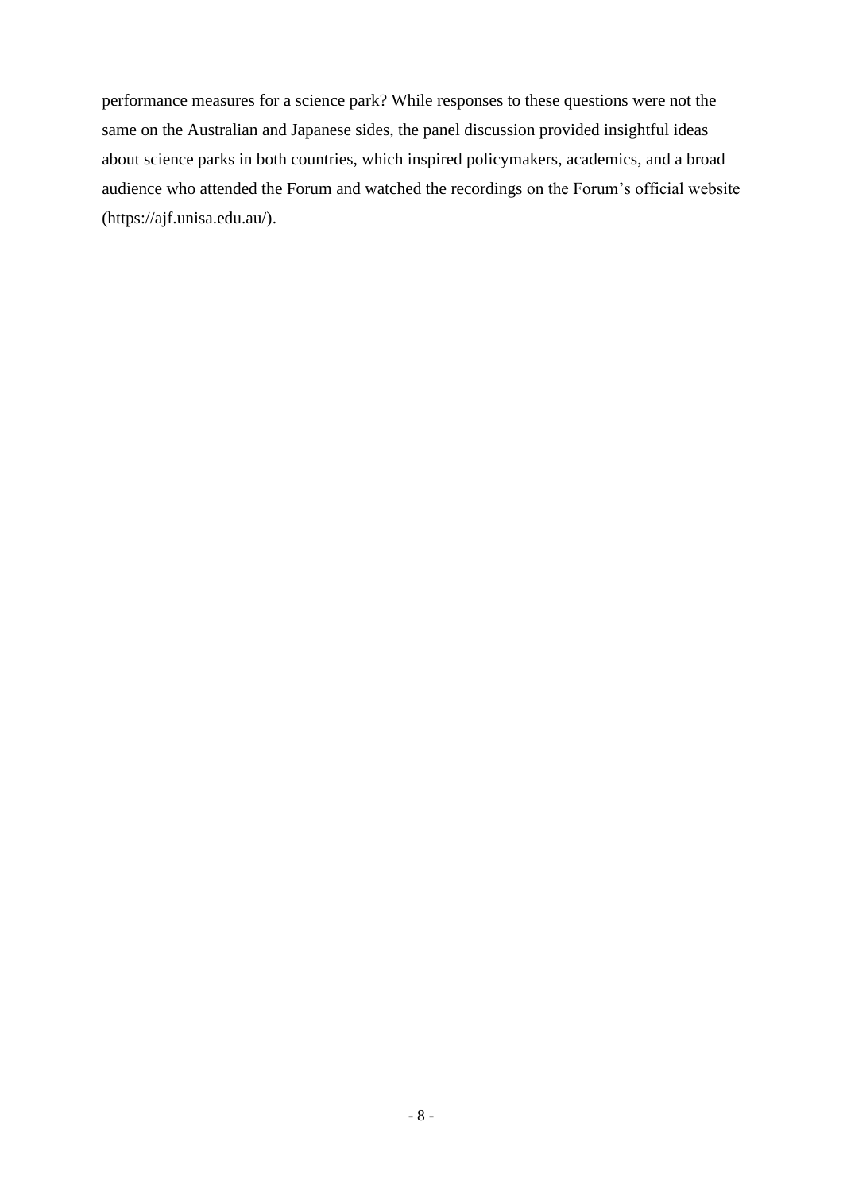performance measures for a science park? While responses to these questions were not the same on the Australian and Japanese sides, the panel discussion provided insightful ideas about science parks in both countries, which inspired policymakers, academics, and a broad audience who attended the Forum and watched the recordings on the Forum's official website (https://ajf.unisa.edu.au/).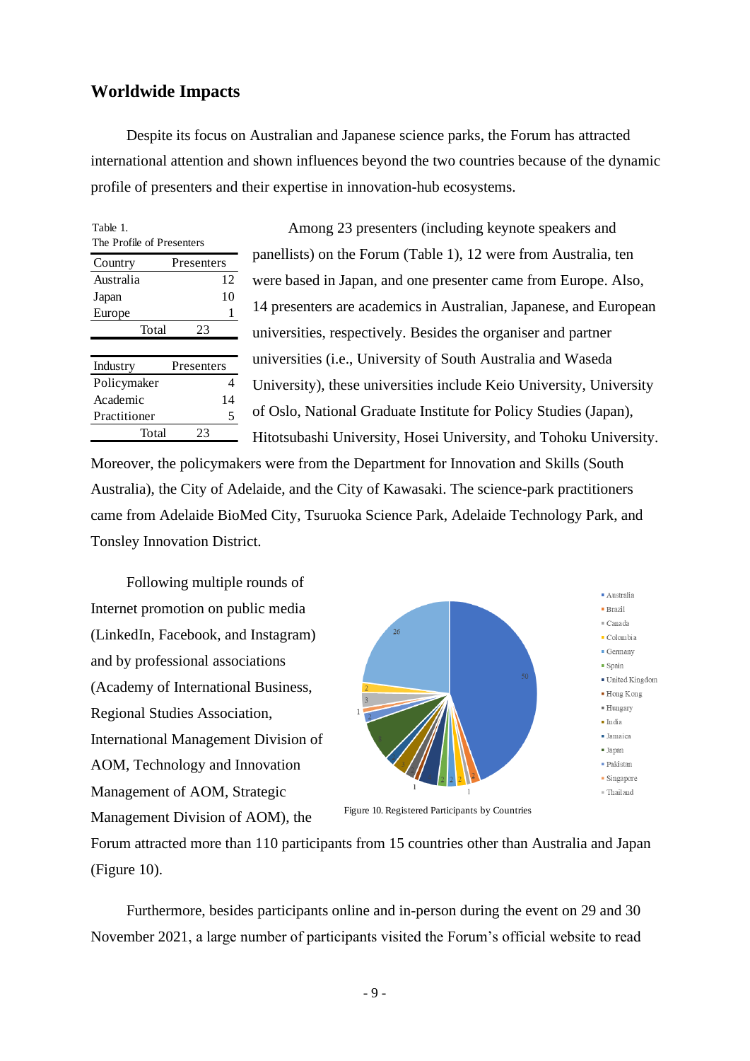## Worldwide Impacts

Despite its focus on Australian and Japanese science parks, the Forum has attracted international attention and shown influences beyond the two countries because of the dynamic profile of presenters and their expertise in innovation-hub ecosystems.

Table 1.
The Profile of Presenters

| Country | Presenters |
|---|---|
| Australia | 12 |
| Japan | 10 |
| Europe | 1 |
| Total | 23 |

| Industry | Presenters |
|---|---|
| Policymaker | 4 |
| Academic | 14 |
| Practitioner | 5 |
| Total | 23 |

Among 23 presenters (including keynote speakers and panellists) on the Forum (Table 1), 12 were from Australia, ten were based in Japan, and one presenter came from Europe. Also, 14 presenters are academics in Australian, Japanese, and European universities, respectively. Besides the organiser and partner universities (i.e., University of South Australia and Waseda University), these universities include Keio University, University of Oslo, National Graduate Institute for Policy Studies (Japan), Hitotsubashi University, Hosei University, and Tohoku University. Moreover, the policymakers were from the Department for Innovation and Skills (South Australia), the City of Adelaide, and the City of Kawasaki. The science-park practitioners came from Adelaide BioMed City, Tsuruoka Science Park, Adelaide Technology Park, and Tonsley Innovation District.

Following multiple rounds of Internet promotion on public media (LinkedIn, Facebook, and Instagram) and by professional associations (Academy of International Business, Regional Studies Association, International Management Division of AOM, Technology and Innovation Management of AOM, Strategic Management Division of AOM), the Forum attracted more than 110 participants from 15 countries other than Australia and Japan (Figure 10).

Figure 10. Registered Participants by Countries

Furthermore, besides participants online and in-person during the event on 29 and 30 November 2021, a large number of participants visited the Forum's official website to read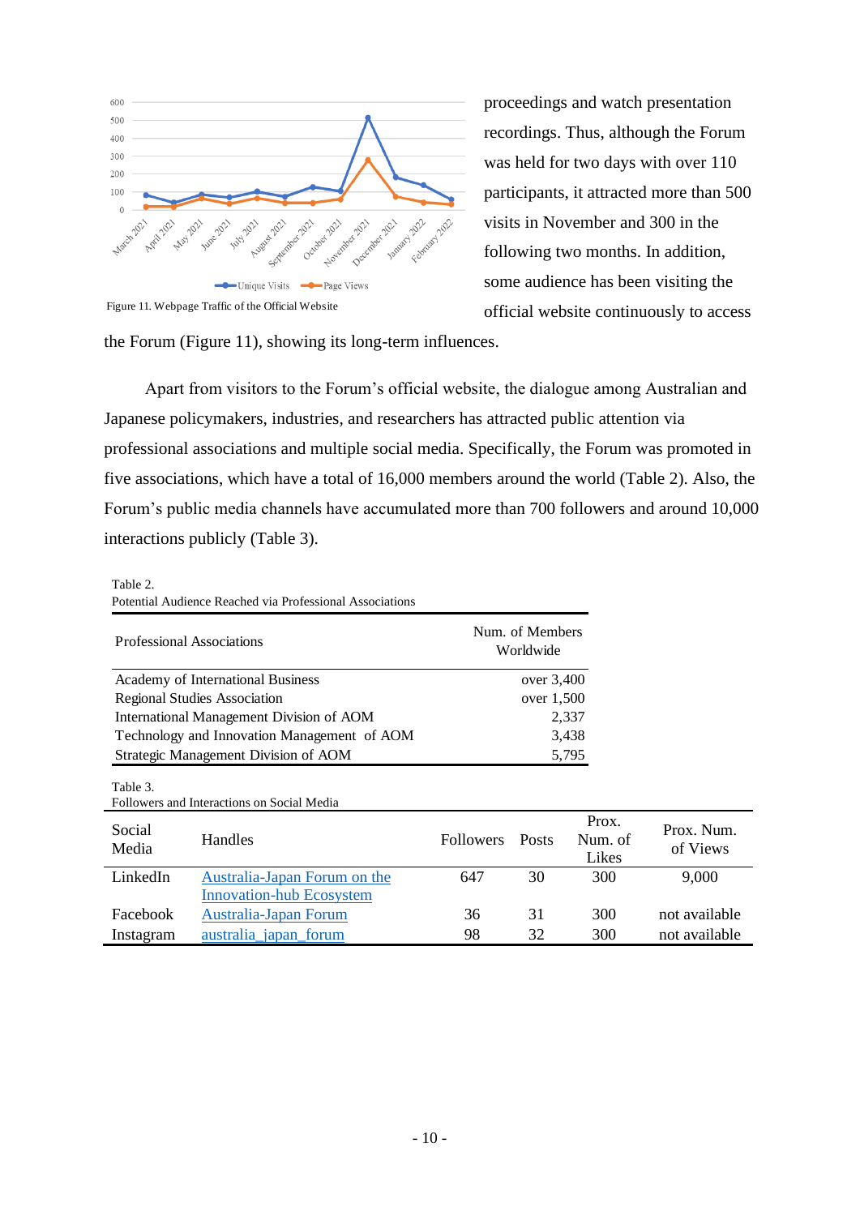proceedings and watch presentation recordings. Thus, although the Forum was held for two days with over 110 participants, it attracted more than 500 visits in November and 300 in the following two months. In addition, some audience has been visiting the official website continuously to access the Forum (Figure 11), showing its long-term influences.

Figure 11. Webpage Traffic of the Official Website

Apart from visitors to the Forum's official website, the dialogue among Australian and Japanese policymakers, industries, and researchers has attracted public attention via professional associations and multiple social media. Specifically, the Forum was promoted in five associations, which have a total of 16,000 members around the world (Table 2). Also, the Forum's public media channels have accumulated more than 700 followers and around 10,000 interactions publicly (Table 3).

Table 2.
Potential Audience Reached via Professional Associations

| Professional Associations | Num. of Members Worldwide |
|---|---|
| Academy of International Business | over 3,400 |
| Regional Studies Association | over 1,500 |
| International Management Division of AOM | 2,337 |
| Technology and Innovation Management of AOM | 3,438 |
| Strategic Management Division of AOM | 5,795 |

Table 3.
Followers and Interactions on Social Media

| Social Media | Handles | Followers | Posts | Prox. Num. of Likes | Prox. Num. of Views |
|---|---|---|---|---|---|
| LinkedIn | Australia-Japan Forum on the Innovation-hub Ecosystem | 647 | 30 | 300 | 9,000 |
| Facebook | Australia-Japan Forum | 36 | 31 | 300 | not available |
| Instagram | australia_japan_forum | 98 | 32 | 300 | not available |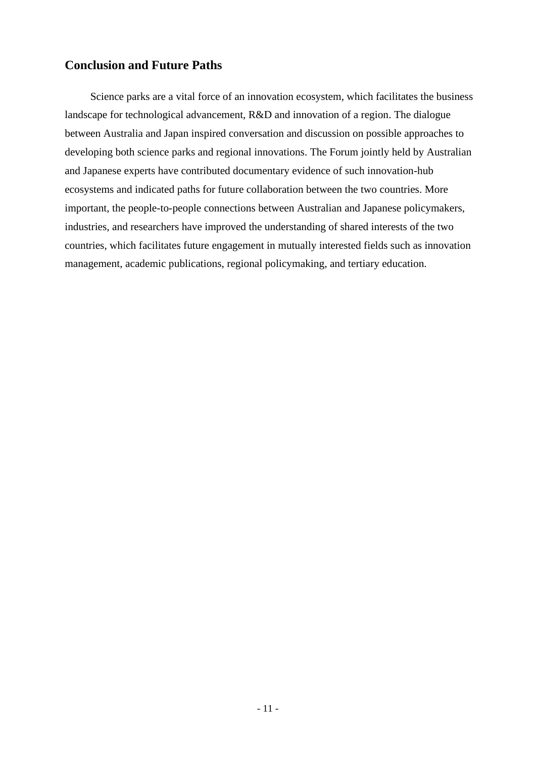## Conclusion and Future Paths

Science parks are a vital force of an innovation ecosystem, which facilitates the business landscape for technological advancement, R&D and innovation of a region. The dialogue between Australia and Japan inspired conversation and discussion on possible approaches to developing both science parks and regional innovations. The Forum jointly held by Australian and Japanese experts have contributed documentary evidence of such innovation-hub ecosystems and indicated paths for future collaboration between the two countries. More important, the people-to-people connections between Australian and Japanese policymakers, industries, and researchers have improved the understanding of shared interests of the two countries, which facilitates future engagement in mutually interested fields such as innovation management, academic publications, regional policymaking, and tertiary education.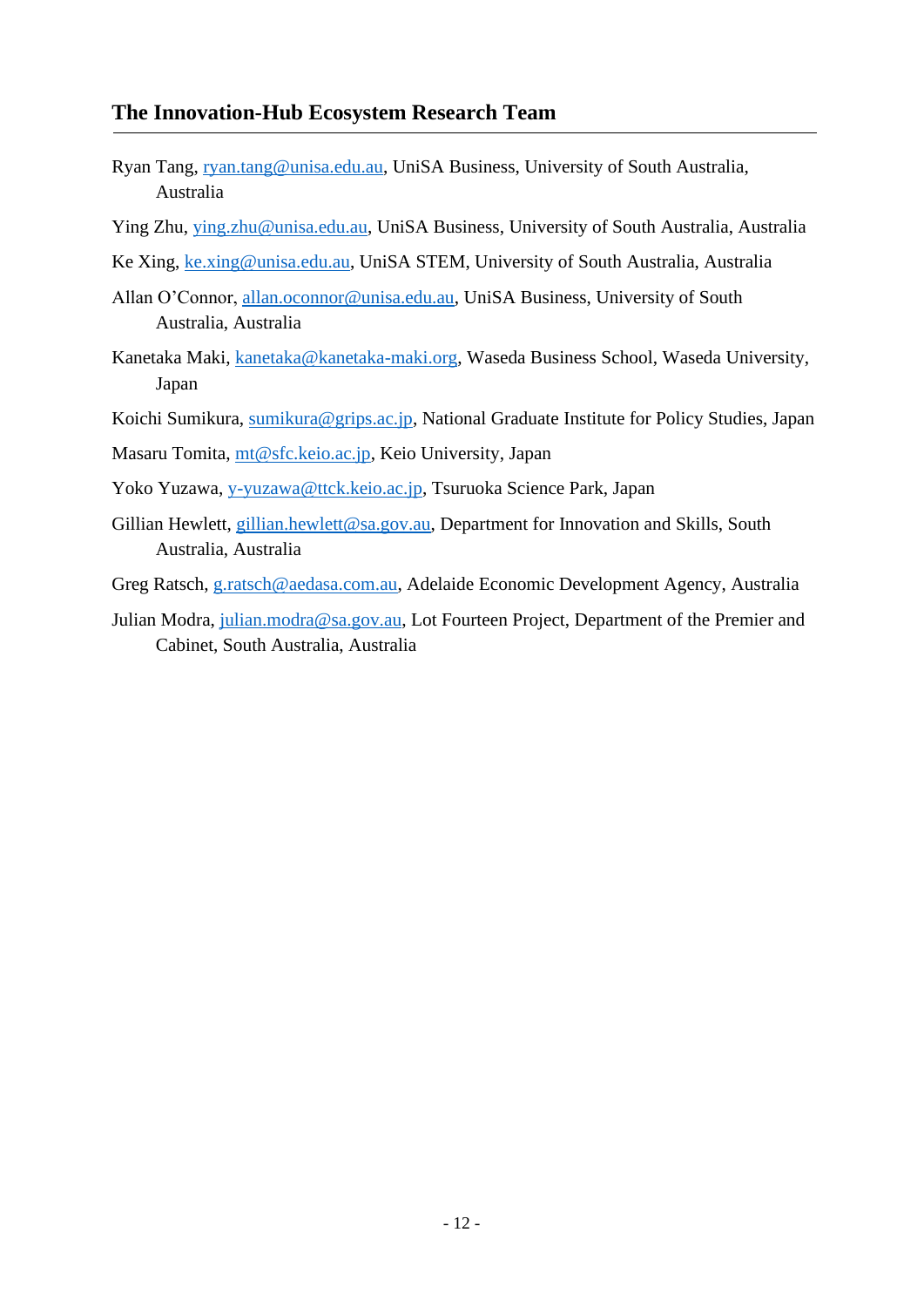## The Innovation-Hub Ecosystem Research Team

Ryan Tang, ryan.tang@unisa.edu.au, UniSA Business, University of South Australia, Australia

Ying Zhu, ying.zhu@unisa.edu.au, UniSA Business, University of South Australia, Australia

Ke Xing, ke.xing@unisa.edu.au, UniSA STEM, University of South Australia, Australia

Allan O'Connor, allan.oconnor@unisa.edu.au, UniSA Business, University of South Australia, Australia

Kanetaka Maki, kanetaka@kanetaka-maki.org, Waseda Business School, Waseda University, Japan

Koichi Sumikura, sumikura@grips.ac.jp, National Graduate Institute for Policy Studies, Japan

Masaru Tomita, mt@sfc.keio.ac.jp, Keio University, Japan

Yoko Yuzawa, y-yuzawa@ttck.keio.ac.jp, Tsuruoka Science Park, Japan

Gillian Hewlett, gillian.hewlett@sa.gov.au, Department for Innovation and Skills, South Australia, Australia

Greg Ratsch, g.ratsch@aedasa.com.au, Adelaide Economic Development Agency, Australia

Julian Modra, julian.modra@sa.gov.au, Lot Fourteen Project, Department of the Premier and Cabinet, South Australia, Australia